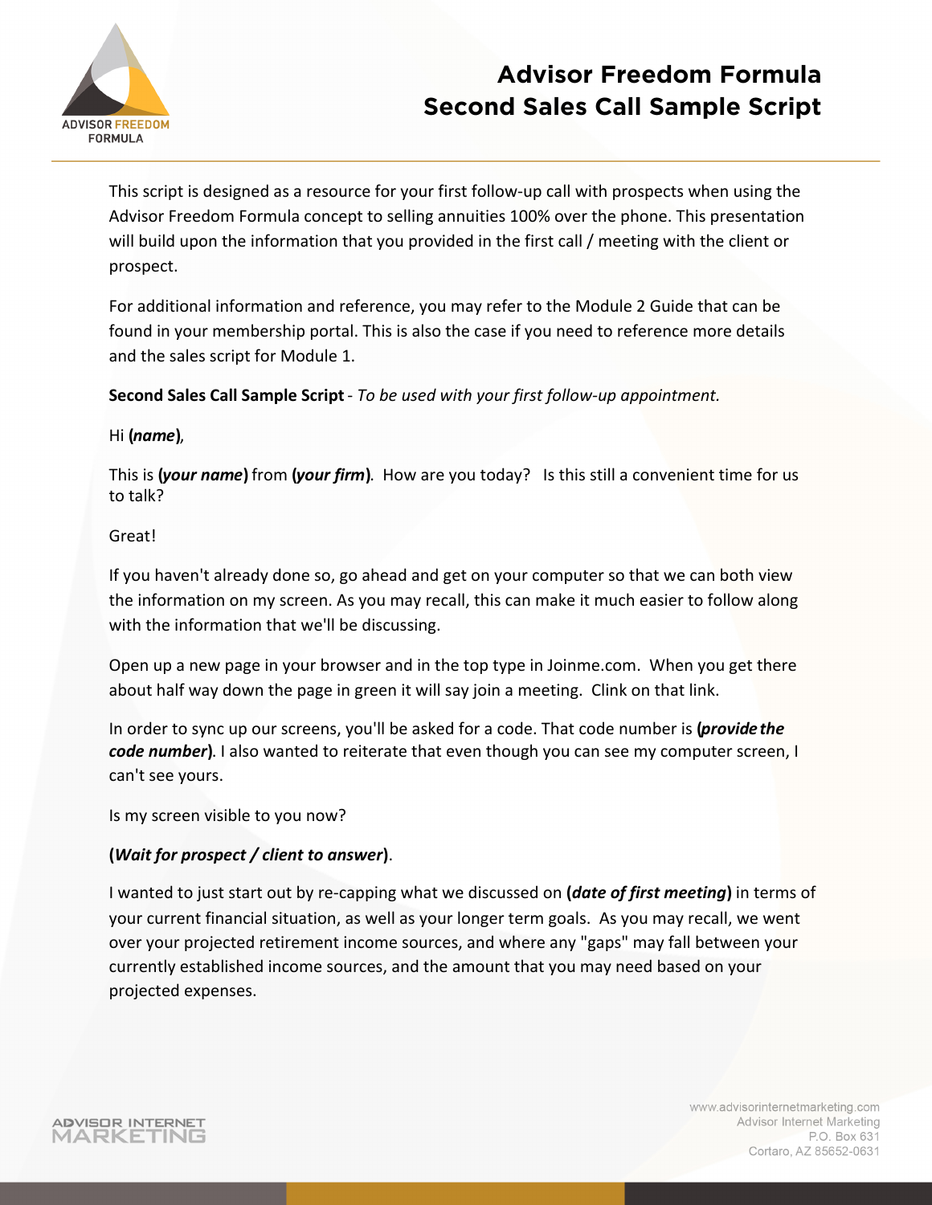# Advisor Freedom Formula
# Second Sales Call Sample Script

This script is designed as a resource for your first follow-up call with prospects when using the Advisor Freedom Formula concept to selling annuities 100% over the phone. This presentation will build upon the information that you provided in the first call / meeting with the client or prospect.

For additional information and reference, you may refer to the Module 2 Guide that can be found in your membership portal. This is also the case if you need to reference more details and the sales script for Module 1.

**Second Sales Call Sample Script** - *To be used with your first follow-up appointment.*

Hi **(*name*)**,

This is **(*your name*)** from **(*your firm*)**. How are you today? Is this still a convenient time for us to talk?

Great!

If you haven't already done so, go ahead and get on your computer so that we can both view the information on my screen. As you may recall, this can make it much easier to follow along with the information that we'll be discussing.

Open up a new page in your browser and in the top type in Joinme.com. When you get there about half way down the page in green it will say join a meeting. Clink on that link.

In order to sync up our screens, you'll be asked for a code. That code number is **(*provide the code number*)**. I also wanted to reiterate that even though you can see my computer screen, I can't see yours.

Is my screen visible to you now?

**(*Wait for prospect / client to answer*)**.

I wanted to just start out by re-capping what we discussed on **(*date of first meeting*)** in terms of your current financial situation, as well as your longer term goals. As you may recall, we went over your projected retirement income sources, and where any "gaps" may fall between your currently established income sources, and the amount that you may need based on your projected expenses.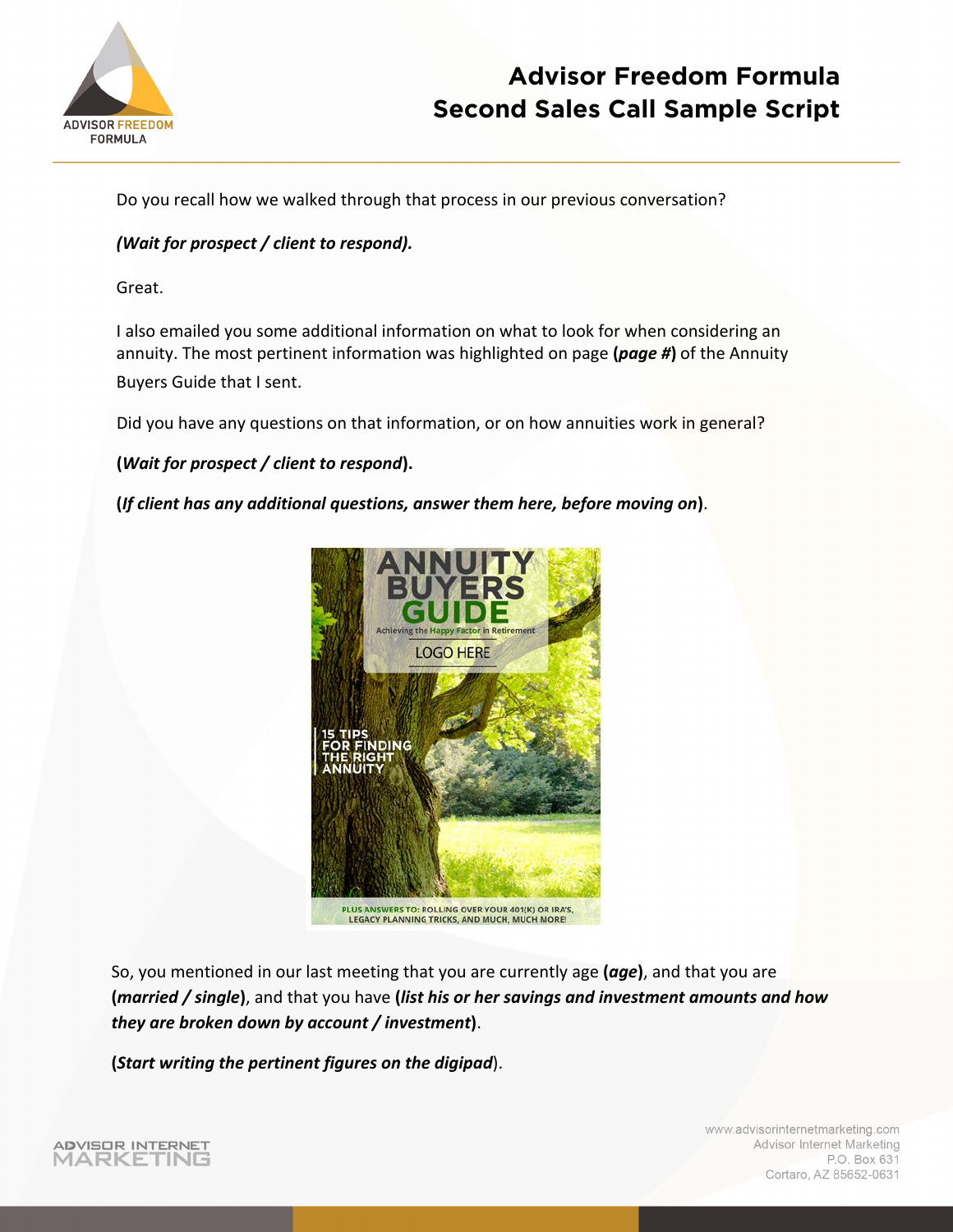Do you recall how we walked through that process in our previous conversation?

***(Wait for prospect / client to respond).***

Great.

I also emailed you some additional information on what to look for when considering an annuity. The most pertinent information was highlighted on page **(*page #*)** of the Annuity Buyers Guide that I sent.

Did you have any questions on that information, or on how annuities work in general?

**(*Wait for prospect / client to respond*).**

**(*If client has any additional questions, answer them here, before moving on*).**

So, you mentioned in our last meeting that you are currently age **(*age*)**, and that you are **(*married / single*)**, and that you have **(*list his or her savings and investment amounts and how they are broken down by account / investment*)**.

**(*Start writing the pertinent figures on the digipad*).**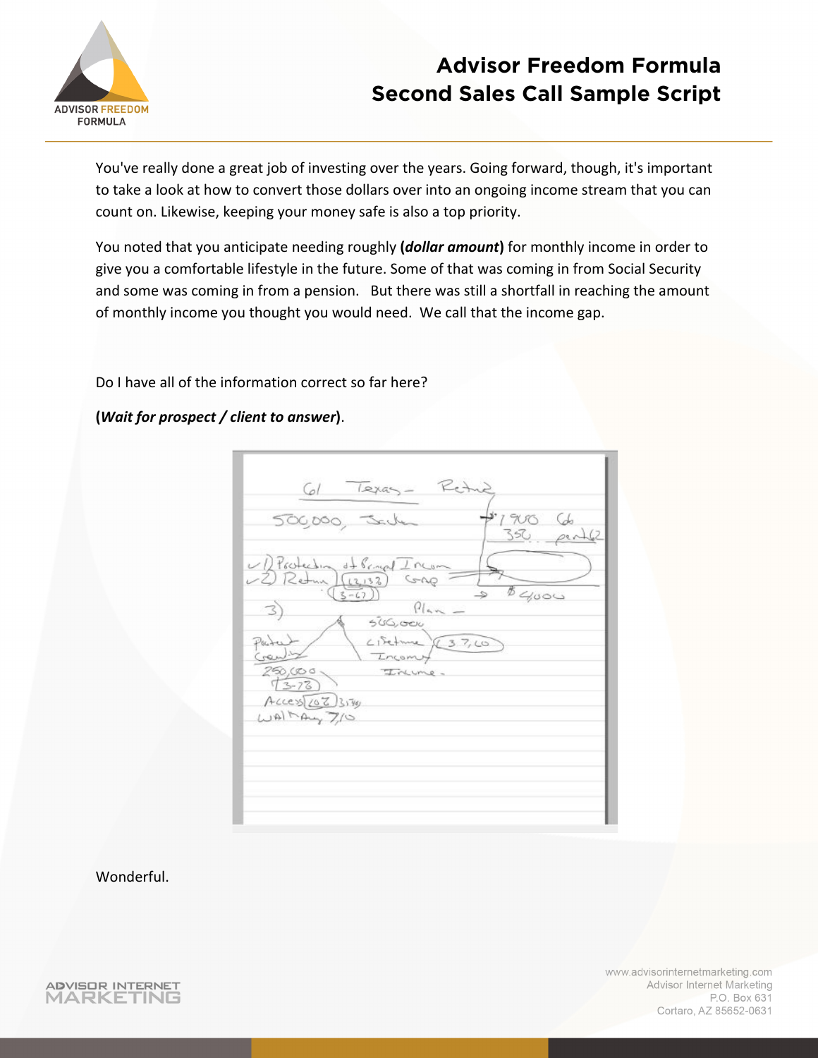You've really done a great job of investing over the years. Going forward, though, it's important to take a look at how to convert those dollars over into an ongoing income stream that you can count on. Likewise, keeping your money safe is also a top priority.

You noted that you anticipate needing roughly **(*dollar amount*)** for monthly income in order to give you a comfortable lifestyle in the future. Some of that was coming in from Social Security and some was coming in from a pension. But there was still a shortfall in reaching the amount of monthly income you thought you would need. We call that the income gap.

Do I have all of the information correct so far here?

**(*Wait for prospect / client to answer*)**.

Wonderful.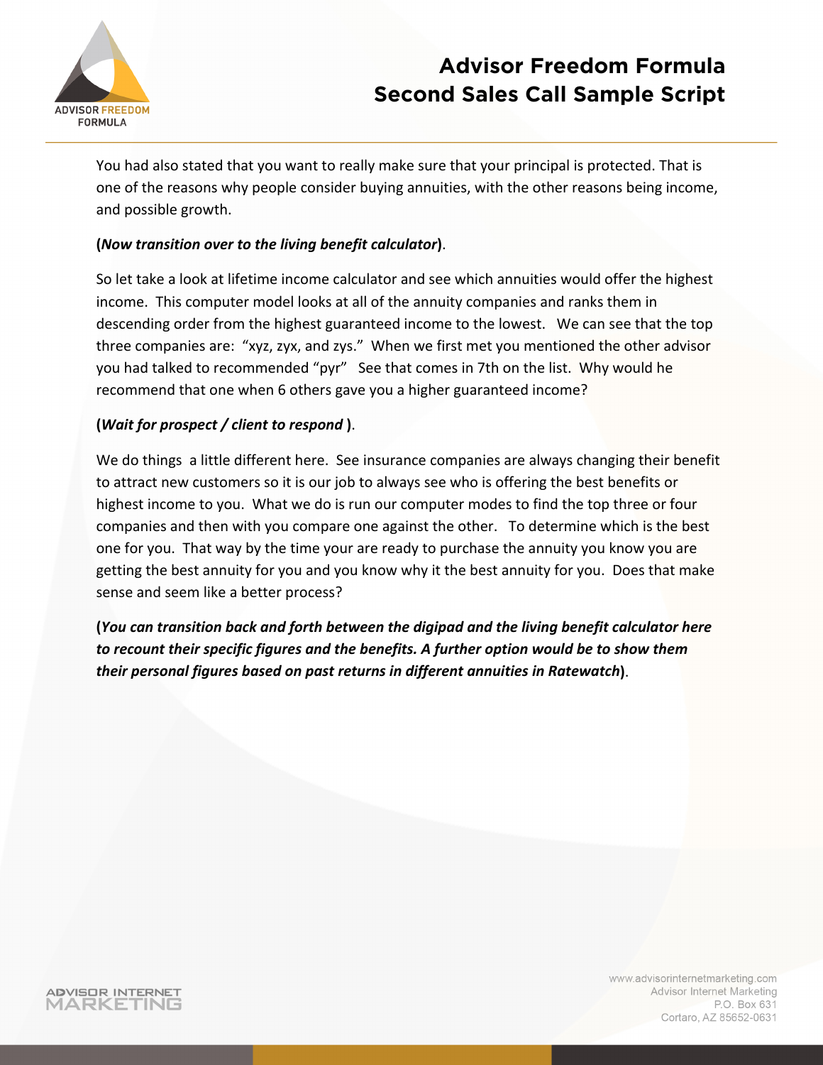You had also stated that you want to really make sure that your principal is protected. That is one of the reasons why people consider buying annuities, with the other reasons being income, and possible growth.

**(*Now transition over to the living benefit calculator*)**.

So let take a look at lifetime income calculator and see which annuities would offer the highest income. This computer model looks at all of the annuity companies and ranks them in descending order from the highest guaranteed income to the lowest. We can see that the top three companies are: "xyz, zyx, and zys." When we first met you mentioned the other advisor you had talked to recommended "pyr" See that comes in 7th on the list. Why would he recommend that one when 6 others gave you a higher guaranteed income?

**(*Wait for prospect / client to respond* )**.

We do things a little different here. See insurance companies are always changing their benefit to attract new customers so it is our job to always see who is offering the best benefits or highest income to you. What we do is run our computer modes to find the top three or four companies and then with you compare one against the other. To determine which is the best one for you. That way by the time your are ready to purchase the annuity you know you are getting the best annuity for you and you know why it the best annuity for you. Does that make sense and seem like a better process?

**(*You can transition back and forth between the digipad and the living benefit calculator here to recount their specific figures and the benefits. A further option would be to show them their personal figures based on past returns in different annuities in Ratewatch*)**.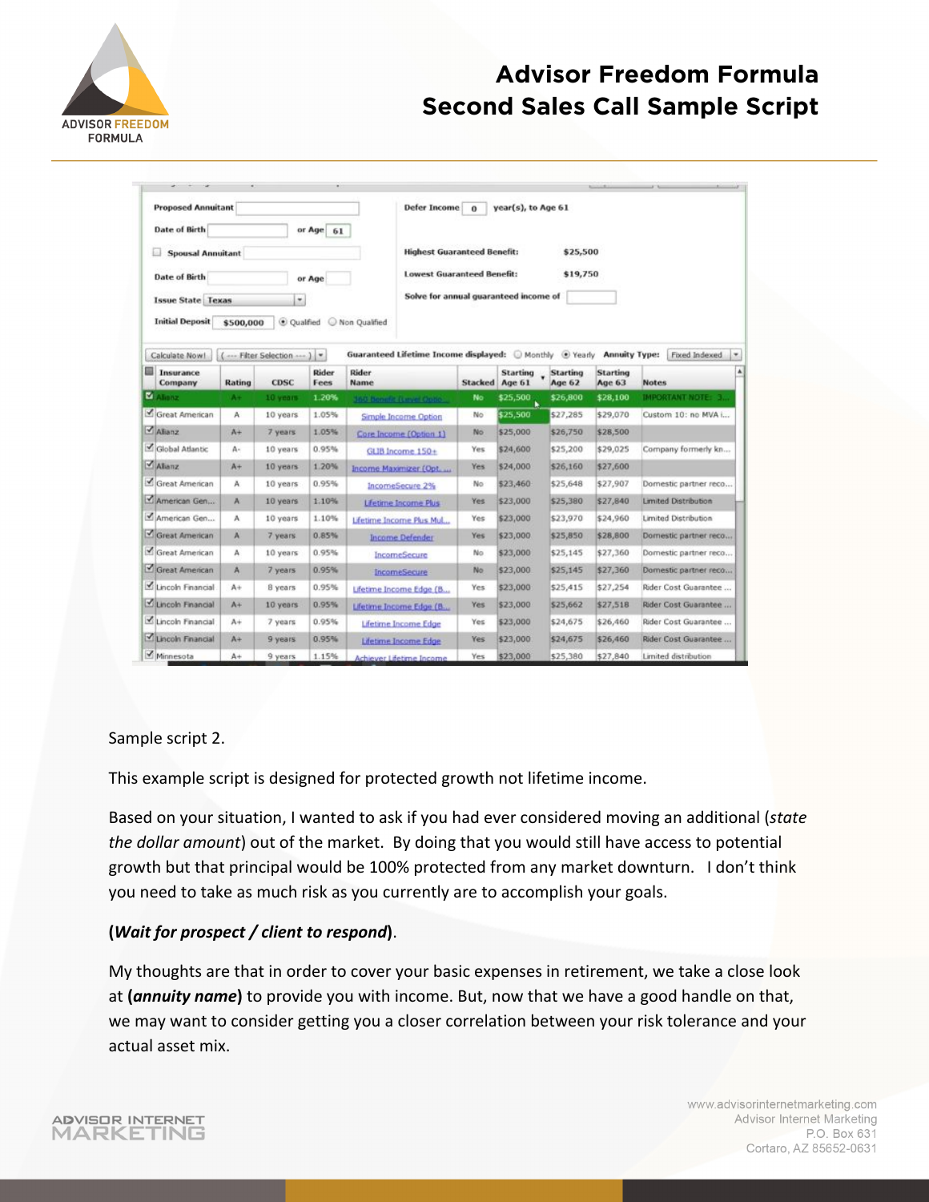# Advisor Freedom Formula
## Second Sales Call Sample Script

Proposed Annuitant

Date of Birth or Age 61

Spousal Annuitant

Date of Birth or Age

Issue State Texas

Initial Deposit $500,000 Qualified Non Qualified

Defer Income 0 year(s), to Age 61

Highest Guaranteed Benefit: $25,500

Lowest Guaranteed Benefit: $19,750

Solve for annual guaranteed income of

Calculate Now! (--- Filter Selection ---) Guaranteed Lifetime Income displayed: Monthly Yearly Annuity Type: Fixed Indexed

| Insurance Company | Rating | CDSC | Rider Fees | Rider Name | Stacked | Starting Age 61 | Starting Age 62 | Starting Age 63 | Notes |
|---|---|---|---|---|---|---|---|---|---|
| Allianz | A+ | 10 years | 1.20% | 360 Benefit (Level Optio... | No | $25,500 | $26,800 | $28,100 | IMPORTANT NOTE: 3... |
| Great American | A | 10 years | 1.05% | Simple Income Option | No | $25,500 | $27,285 | $29,070 | Custom 10: no MVA i... |
| Allianz | A+ | 7 years | 1.05% | Core Income (Option 1) | No | $25,000 | $26,750 | $28,500 | |
| Global Atlantic | A- | 10 years | 0.95% | GLIB Income 150+ | Yes | $24,600 | $25,200 | $29,025 | Company formerly kn... |
| Allianz | A+ | 10 years | 1.20% | Income Maximizer (Opt.... | Yes | $24,000 | $26,160 | $27,600 | |
| Great American | A | 10 years | 0.95% | IncomeSecure 2% | No | $23,460 | $25,648 | $27,907 | Domestic partner reco... |
| American Gen... | A | 10 years | 1.10% | Lifetime Income Plus | Yes | $23,000 | $25,380 | $27,840 | Limited Distribution |
| American Gen... | A | 10 years | 1.10% | Lifetime Income Plus Mul... | Yes | $23,000 | $23,970 | $24,960 | Limited Distribution |
| Great American | A | 7 years | 0.85% | Income Defender | Yes | $23,000 | $25,850 | $28,800 | Domestic partner reco... |
| Great American | A | 10 years | 0.95% | IncomeSecure | No | $23,000 | $25,145 | $27,360 | Domestic partner reco... |
| Great American | A | 7 years | 0.95% | IncomeSecure | No | $23,000 | $25,145 | $27,360 | Domestic partner reco... |
| Lincoln Financial | A+ | 8 years | 0.95% | Lifetime Income Edge (B... | Yes | $23,000 | $25,415 | $27,254 | Rider Cost Guarantee ... |
| Lincoln Financial | A+ | 10 years | 0.95% | Lifetime Income Edge (B... | Yes | $23,000 | $25,662 | $27,518 | Rider Cost Guarantee ... |
| Lincoln Financial | A+ | 7 years | 0.95% | Lifetime Income Edge | Yes | $23,000 | $24,675 | $26,460 | Rider Cost Guarantee ... |
| Lincoln Financial | A+ | 9 years | 0.95% | Lifetime Income Edge | Yes | $23,000 | $24,675 | $26,460 | Rider Cost Guarantee ... |
| Minnesota | A+ | 9 years | 1.15% | Achiever Lifetime Income | Yes | $23,000 | $25,380 | $27,840 | Limited distribution |

Sample script 2.

This example script is designed for protected growth not lifetime income.

Based on your situation, I wanted to ask if you had ever considered moving an additional (*state the dollar amount*) out of the market. By doing that you would still have access to potential growth but that principal would be 100% protected from any market downturn. I don't think you need to take as much risk as you currently are to accomplish your goals.

**(*Wait for prospect / client to respond*)**.

My thoughts are that in order to cover your basic expenses in retirement, we take a close look at **(*annuity name*)** to provide you with income. But, now that we have a good handle on that, we may want to consider getting you a closer correlation between your risk tolerance and your actual asset mix.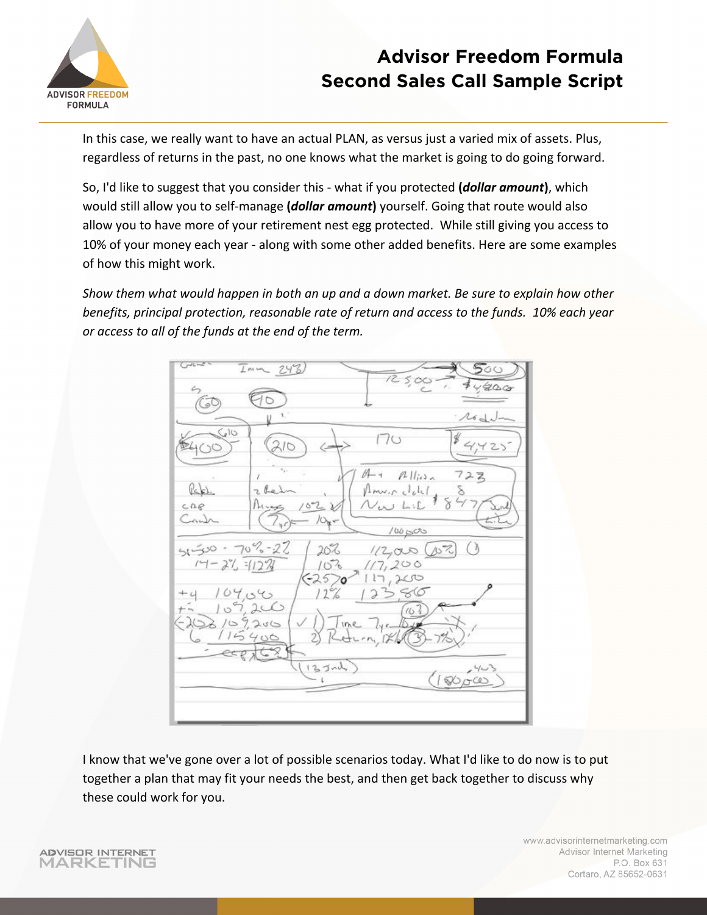In this case, we really want to have an actual PLAN, as versus just a varied mix of assets. Plus, regardless of returns in the past, no one knows what the market is going to do going forward.

So, I'd like to suggest that you consider this - what if you protected ***(dollar amount)***, which would still allow you to self-manage ***(dollar amount)*** yourself. Going that route would also allow you to have more of your retirement nest egg protected. While still giving you access to 10% of your money each year - along with some other added benefits. Here are some examples of how this might work.

*Show them what would happen in both an up and a down market. Be sure to explain how other benefits, principal protection, reasonable rate of return and access to the funds. 10% each year or access to all of the funds at the end of the term.*

I know that we've gone over a lot of possible scenarios today. What I'd like to do now is to put together a plan that may fit your needs the best, and then get back together to discuss why these could work for you.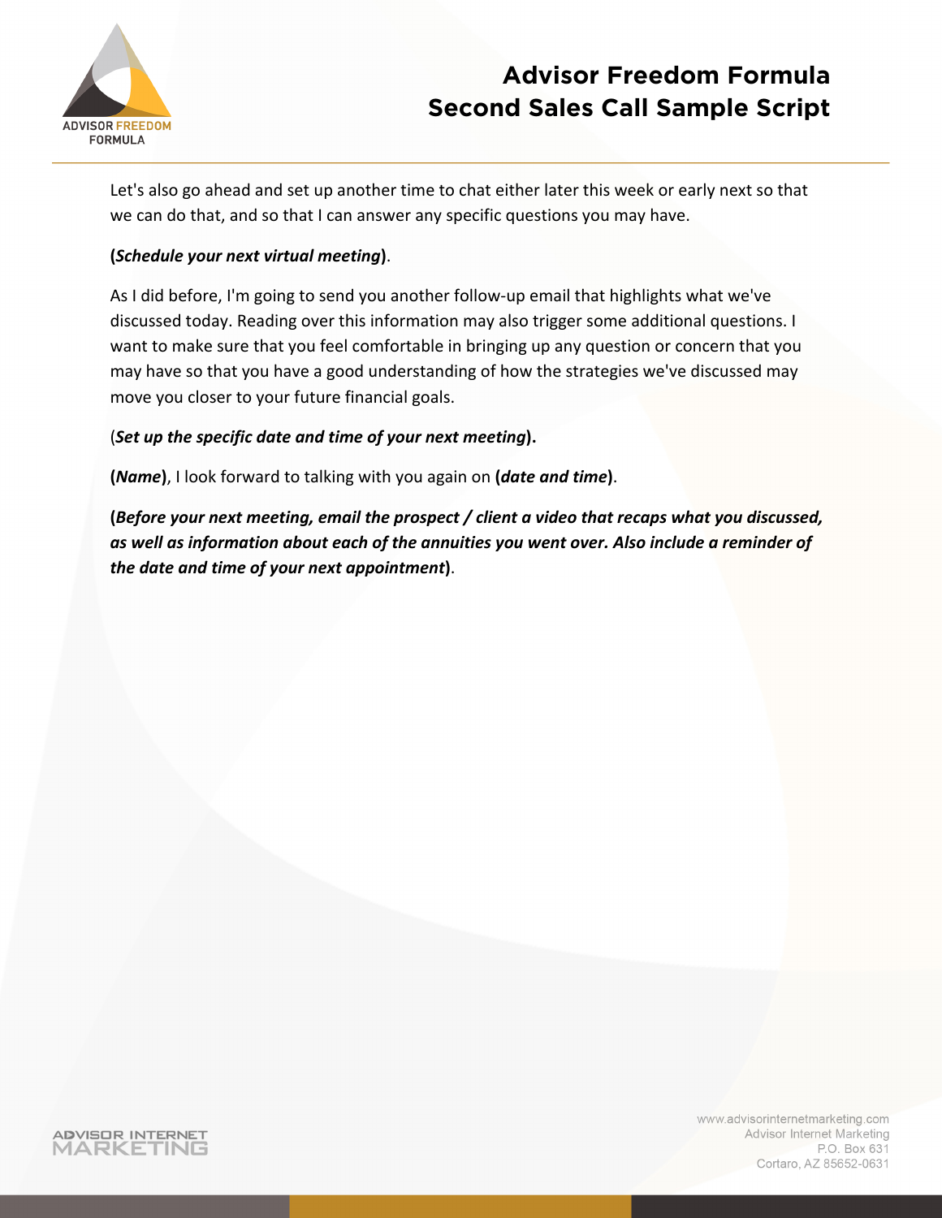Let's also go ahead and set up another time to chat either later this week or early next so that we can do that, and so that I can answer any specific questions you may have.

**(*Schedule your next virtual meeting*)**.

As I did before, I'm going to send you another follow-up email that highlights what we've discussed today. Reading over this information may also trigger some additional questions. I want to make sure that you feel comfortable in bringing up any question or concern that you may have so that you have a good understanding of how the strategies we've discussed may move you closer to your future financial goals.

(***Set up the specific date and time of your next meeting*)**.

**(*Name*)**, I look forward to talking with you again on **(*date and time*)**.

**(*Before your next meeting, email the prospect / client a video that recaps what you discussed, as well as information about each of the annuities you went over. Also include a reminder of the date and time of your next appointment*)**.